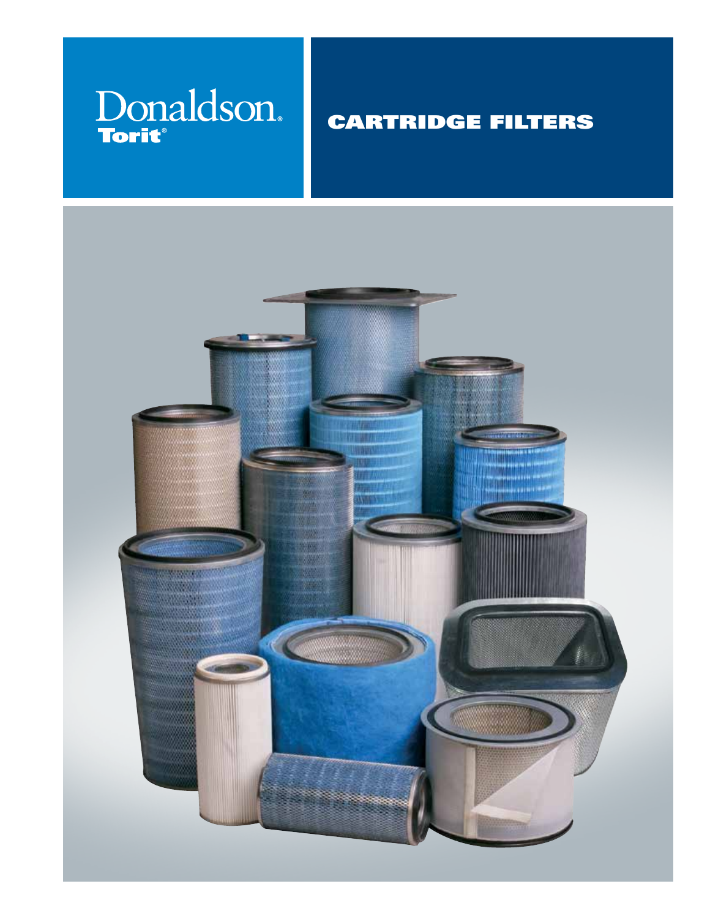Donaldson.

Torit®

# CARTRIDGE FILTERS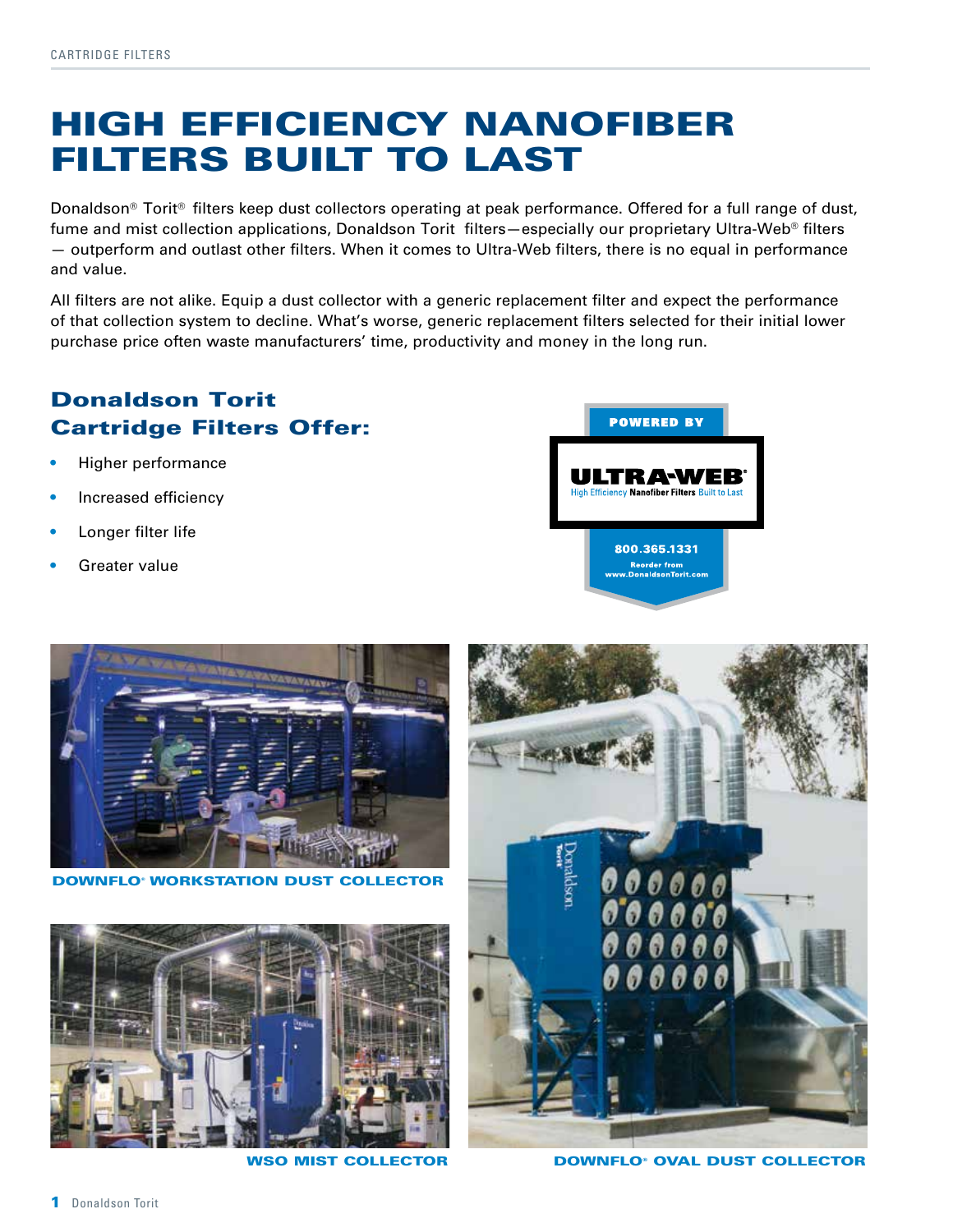# HIGH EFFICIENCY NANOFIBER FILTERS BUILT TO LAST

Donaldson® Torit® filters keep dust collectors operating at peak performance. Offered for a full range of dust, fume and mist collection applications, Donaldson Torit filters—especially our proprietary Ultra-Web® filters — outperform and outlast other filters. When it comes to Ultra-Web filters, there is no equal in performance and value.

All filters are not alike. Equip a dust collector with a generic replacement filter and expect the performance of that collection system to decline. What's worse, generic replacement filters selected for their initial lower purchase price often waste manufacturers' time, productivity and money in the long run.

## Donaldson Torit Cartridge Filters Offer:

- Higher performance
- Increased efficiency
- Longer filter life
- Greater value

POWERED BY

ULTRA-WEB®

High Efficiency Nanofiber Filters Built to Last

800.365.1331

Reorder from www.DonaldsonTorit.com

DOWNFLO® WORKSTATION DUST COLLECTOR

WSO MIST COLLECTOR

DOWNFLO® OVAL DUST COLLECTOR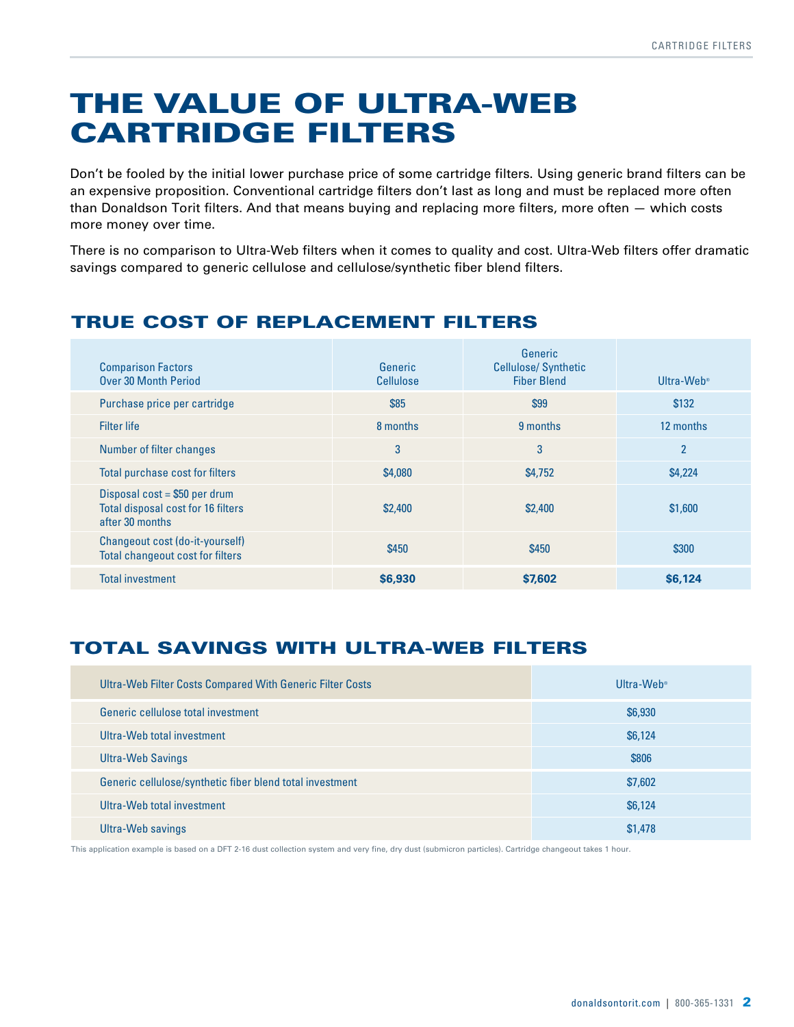# THE VALUE OF ULTRA-WEB CARTRIDGE FILTERS

Don't be fooled by the initial lower purchase price of some cartridge filters. Using generic brand filters can be an expensive proposition. Conventional cartridge filters don't last as long and must be replaced more often than Donaldson Torit filters. And that means buying and replacing more filters, more often — which costs more money over time.

There is no comparison to Ultra-Web filters when it comes to quality and cost. Ultra-Web filters offer dramatic savings compared to generic cellulose and cellulose/synthetic fiber blend filters.

## TRUE COST OF REPLACEMENT FILTERS

| Comparison Factors Over 30 Month Period | Generic Cellulose | Generic Cellulose/ Synthetic Fiber Blend | Ultra-Web® |
|---|---|---|---|
| Purchase price per cartridge | $85 | $99 | $132 |
| Filter life | 8 months | 9 months | 12 months |
| Number of filter changes | 3 | 3 | 2 |
| Total purchase cost for filters | $4,080 | $4,752 | $4,224 |
| Disposal cost = $50 per drum Total disposal cost for 16 filters after 30 months | $2,400 | $2,400 | $1,600 |
| Changeout cost (do-it-yourself) Total changeout cost for filters | $450 | $450 | $300 |
| Total investment | **$6,930** | **$7,602** | **$6,124** |

## TOTAL SAVINGS WITH ULTRA-WEB FILTERS

| Ultra-Web Filter Costs Compared With Generic Filter Costs | Ultra-Web® |
|---|---|
| Generic cellulose total investment | $6,930 |
| Ultra-Web total investment | $6,124 |
| Ultra-Web Savings | $806 |
| Generic cellulose/synthetic fiber blend total investment | $7,602 |
| Ultra-Web total investment | $6,124 |
| Ultra-Web savings | $1,478 |

This application example is based on a DFT 2-16 dust collection system and very fine, dry dust (submicron particles). Cartridge changeout takes 1 hour.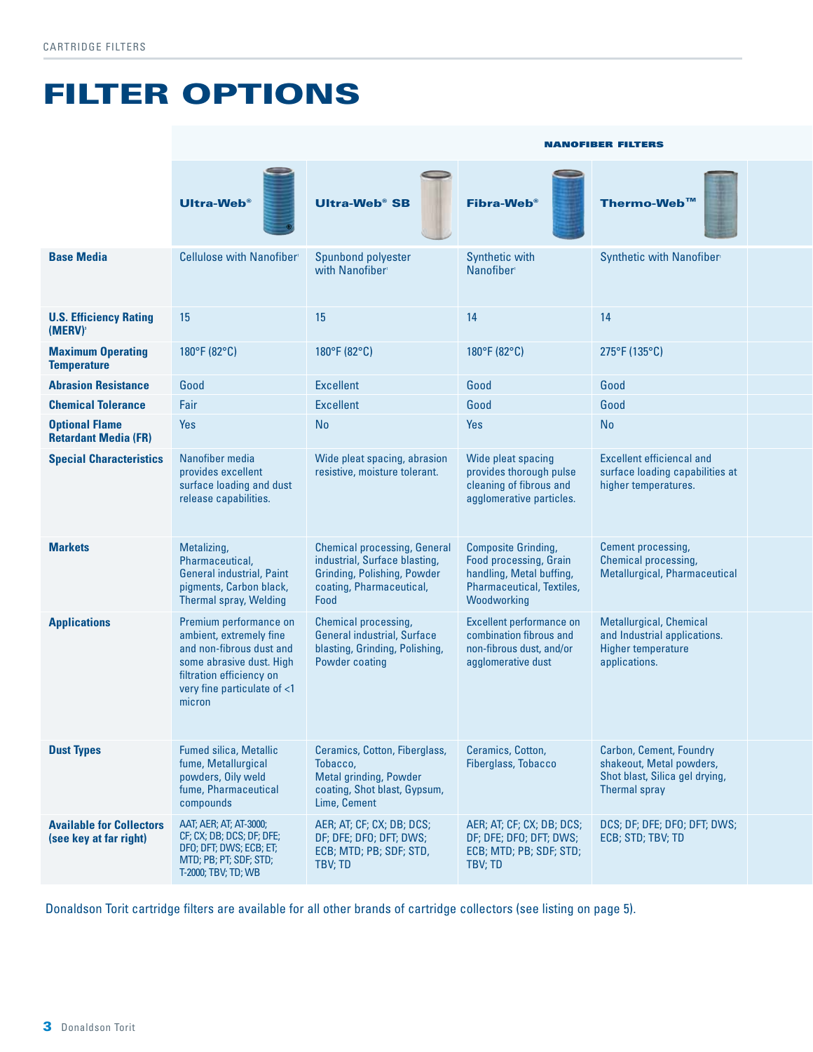CARTRIDGE FILTERS

# FILTER OPTIONS

| | NANOFIBER FILTERS | | | |
|---|---|---|---|---|
| | **Ultra-Web®** | **Ultra-Web® SB** | **Fibra-Web®** | **Thermo-Web™** |
| **Base Media** | Cellulose with Nanofiber[1] | Spunbond polyester with Nanofiber[1] | Synthetic with Nanofiber[1] | Synthetic with Nanofiber[1] |
| **U.S. Efficiency Rating (MERV)[3]** | 15 | 15 | 14 | 14 |
| **Maximum Operating Temperature** | 180°F (82°C) | 180°F (82°C) | 180°F (82°C) | 275°F (135°C) |
| **Abrasion Resistance** | Good | Excellent | Good | Good |
| **Chemical Tolerance** | Fair | Excellent | Good | Good |
| **Optional Flame Retardant Media (FR)** | Yes | No | Yes | No |
| **Special Characteristics** | Nanofiber media provides excellent surface loading and dust release capabilities. | Wide pleat spacing, abrasion resistive, moisture tolerant. | Wide pleat spacing provides thorough pulse cleaning of fibrous and agglomerative particles. | Excellent efficienal and surface loading capabilities at higher temperatures. |
| **Markets** | Metalizing, Pharmaceutical, General industrial, Paint pigments, Carbon black, Thermal spray, Welding | Chemical processing, General industrial, Surface blasting, Grinding, Polishing, Powder coating, Pharmaceutical, Food | Composite Grinding, Food processing, Grain handling, Metal buffing, Pharmaceutical, Textiles, Woodworking | Cement processing, Chemical processing, Metallurgical, Pharmaceutical |
| **Applications** | Premium performance on ambient, extremely fine and non-fibrous dust and some abrasive dust. High filtration efficiency on very fine particulate of <1 micron | Chemical processing, General industrial, Surface blasting, Grinding, Polishing, Powder coating | Excellent performance on combination fibrous and non-fibrous dust, and/or agglomerative dust | Metallurgical, Chemical and Industrial applications. Higher temperature applications. |
| **Dust Types** | Fumed silica, Metallic fume, Metallurgical powders, Oily weld fume, Pharmaceutical compounds | Ceramics, Cotton, Fiberglass, Tobacco, Metal grinding, Powder coating, Shot blast, Gypsum, Lime, Cement | Ceramics, Cotton, Fiberglass, Tobacco | Carbon, Cement, Foundry shakeout, Metal powders, Shot blast, Silica gel drying, Thermal spray |
| **Available for Collectors (see key at far right)** | AAT; AER; AT; AT-3000; CF; CX; DB; DCS; DF; DFE; DFO; DFT; DWS; ECB; ET; MTD; PB; PT; SDF; STD; T-2000; TBV; TD; WB | AER; AT; CF; CX; DB; DCS; DF; DFE; DFO; DFT; DWS; ECB; MTD; PB; SDF; STD, TBV; TD | AER; AT; CF; CX; DB; DCS; DF; DFE; DFO; DFT; DWS; ECB; MTD; PB; SDF; STD; TBV; TD | DCS; DF; DFE; DFO; DFT; DWS; ECB; STD; TBV; TD |

Donaldson Torit cartridge filters are available for all other brands of cartridge collectors (see listing on page 5).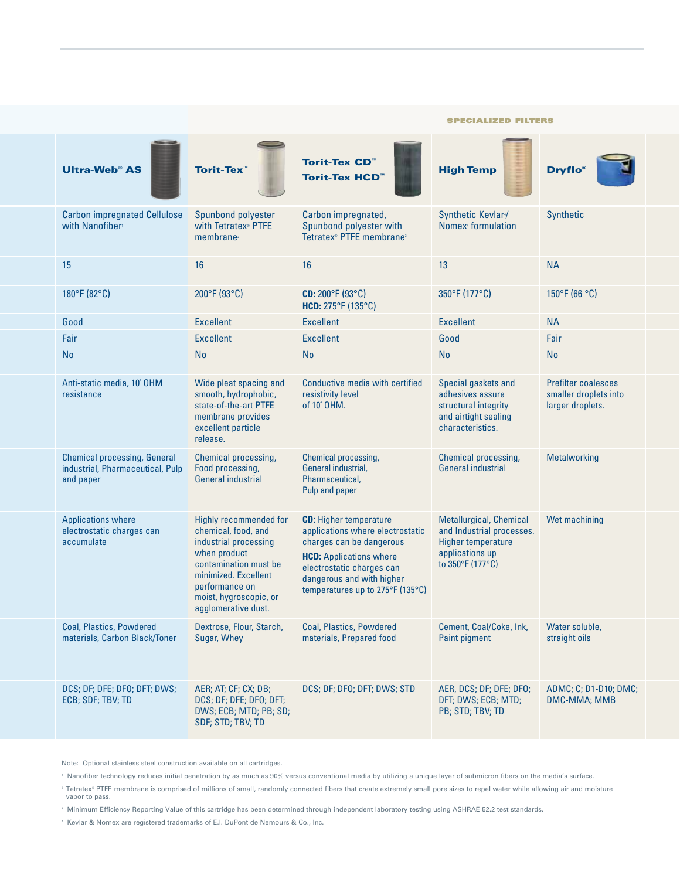| | SPECIALIZED FILTERS | | | |
|---|---|---|---|---|
| **Ultra-Web® AS** | **Torit-Tex™** | **Torit-Tex CD™ Torit-Tex HCD™** | **High Temp** | **Dryflo®** |
| Carbon impregnated Cellulose with Nanofiber[1] | Spunbond polyester with Tetratex® PTFE membrane[2] | Carbon impregnated, Spunbond polyester with Tetratex® PTFE membrane[3] | Synthetic Kevlar/ Nomex[4] formulation | Synthetic |
| 15 | 16 | 16 | 13 | NA |
| 180°F (82°C) | 200°F (93°C) | **CD:** 200°F (93°C) **HCD:** 275°F (135°C) | 350°F (177°C) | 150°F (66 °C) |
| Good | Excellent | Excellent | Excellent | NA |
| Fair | Excellent | Excellent | Good | Fair |
| No | No | No | No | No |
| Anti-static media, $10^{8}$ OHM resistance | Wide pleat spacing and smooth, hydrophobic, state-of-the-art PTFE membrane provides excellent particle release. | Conductive media with certified resistivity level of $10^{8}$ OHM. | Special gaskets and adhesives assure structural integrity and airtight sealing characteristics. | Prefilter coalesces smaller droplets into larger droplets. |
| Chemical processing, General industrial, Pharmaceutical, Pulp and paper | Chemical processing, Food processing, General industrial | Chemical processing, General industrial, Pharmaceutical, Pulp and paper | Chemical processing, General industrial | Metalworking |
| Applications where electrostatic charges can accumulate | Highly recommended for chemical, food, and industrial processing when product contamination must be minimized. Excellent performance on moist, hygroscopic, or agglomerative dust. | **CD:** Higher temperature applications where electrostatic charges can be dangerous **HCD:** Applications where electrostatic charges can dangerous and with higher temperatures up to 275°F (135°C) | Metallurgical, Chemical and Industrial processes. Higher temperature applications up to 350°F (177°C) | Wet machining |
| Coal, Plastics, Powdered materials, Carbon Black/Toner | Dextrose, Flour, Starch, Sugar, Whey | Coal, Plastics, Powdered materials, Prepared food | Cement, Coal/Coke, Ink, Paint pigment | Water soluble, straight oils |
| DCS; DF; DFE; DFO; DFT; DWS; ECB; SDF; TBV; TD | AER; AT; CF; CX; DB; DCS; DF; DFE; DFO; DFT; DWS; ECB; MTD; PB; SD; SDF; STD; TBV; TD | DCS; DF; DFO; DFT; DWS; STD | AER, DCS; DF; DFE; DFO; DFT; DWS; ECB; MTD; PB; STD; TBV; TD | ADMC; C; D1-D10; DMC; DMC-MMA; MMB |

Note: Optional stainless steel construction available on all cartridges.

[1] Nanofiber technology reduces initial penetration by as much as 90% versus conventional media by utilizing a unique layer of submicron fibers on the media's surface.

[2] Tetratex® PTFE membrane is comprised of millions of small, randomly connected fibers that create extremely small pore sizes to repel water while allowing air and moisture vapor to pass.

[3] Minimum Efficiency Reporting Value of this cartridge has been determined through independent laboratory testing using ASHRAE 52.2 test standards.

[4] Kevlar & Nomex are registered trademarks of E.I. DuPont de Nemours & Co., Inc.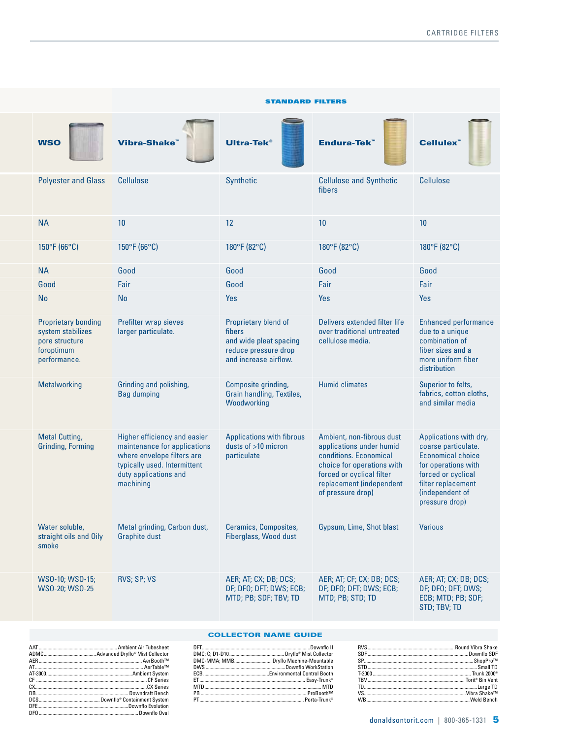| | STANDARD FILTERS | | | |
|---|---|---|---|---|
| **WSO** | **Vibra-Shake™** | **Ultra-Tek®** | **Endura-Tek™** | **Cellulex™** |
| Polyester and Glass | Cellulose | Synthetic | Cellulose and Synthetic fibers | Cellulose |
| NA | 10 | 12 | 10 | 10 |
| 150°F (66°C) | 150°F (66°C) | 180°F (82°C) | 180°F (82°C) | 180°F (82°C) |
| NA | Good | Good | Good | Good |
| Good | Fair | Good | Fair | Fair |
| No | No | Yes | Yes | Yes |
| Proprietary bonding system stabilizes pore structure foroptimum performance. | Prefilter wrap sieves larger particulate. | Proprietary blend of fibers and wide pleat spacing reduce pressure drop and increase airflow. | Delivers extended filter life over traditional untreated cellulose media. | Enhanced performance due to a unique combination of fiber sizes and a more uniform fiber distribution |
| Metalworking | Grinding and polishing, Bag dumping | Composite grinding, Grain handling, Textiles, Woodworking | Humid climates | Superior to felts, fabrics, cotton cloths, and similar media |
| Metal Cutting, Grinding, Forming | Higher efficiency and easier maintenance for applications where envelope filters are typically used. Intermittent duty applications and machining | Applications with fibrous dusts of >10 micron particulate | Ambient, non-fibrous dust applications under humid conditions. Economical choice for operations with forced or cyclical filter replacement (independent of pressure drop) | Applications with dry, coarse particulate. Economical choice for operations with forced or cyclical filter replacement (independent of pressure drop) |
| Water soluble, straight oils and Oily smoke | Metal grinding, Carbon dust, Graphite dust | Ceramics, Composites, Fiberglass, Wood dust | Gypsum, Lime, Shot blast | Various |
| WSO-10; WSO-15; WSO-20; WSO-25 | RVS; SP; VS | AER; AT; CX; DB; DCS; DF; DFO; DFT; DWS; ECB; MTD; PB; SDF; TBV; TD | AER; AT; CF; CX; DB; DCS; DF; DFO; DFT; DWS; ECB; MTD; PB; STD; TD | AER; AT; CX; DB; DCS; DF; DFO; DFT; DWS; ECB; MTD; PB; SDF; STD; TBV; TD |

## COLLECTOR NAME GUIDE

- AAT ........ Ambient Air Tubesheet
- ADMC ........ Advanced Dryflo® Mist Collector
- AER ........ AerBooth™
- AT ........ AerTable™
- AT-3000 ........ Ambient System
- CF ........ CF Series
- CX ........ CX Series
- DB ........ Downdraft Bench
- DCS ........ Downflo® Containment System
- DFE ........ Downflo Evolution
- DFO ........ Downflo Oval
- DFT ........ Downflo II
- DMC; C; D1-D10 ........ Dryflo® Mist Collector
- DMC-MMA; MMB ........ Dryflo Machine-Mountable
- DWS ........ Downflo WorkStation
- ECB ........ Environmental Control Booth
- ET ........ Easy-Trunk®
- MTD ........ MTD
- PB ........ ProBooth™
- PT ........ Porta-Trunk®
- RVS ........ Round Vibra Shake
- SDF ........ Downflo SDF
- SP ........ ShopPro™
- STD ........ Small TD
- T-2000 ........ Trunk 2000®
- TBV ........ Torit® Bin Vent
- TD ........ Large TD
- VS ........ Vibra Shake™
- WB ........ Weld Bench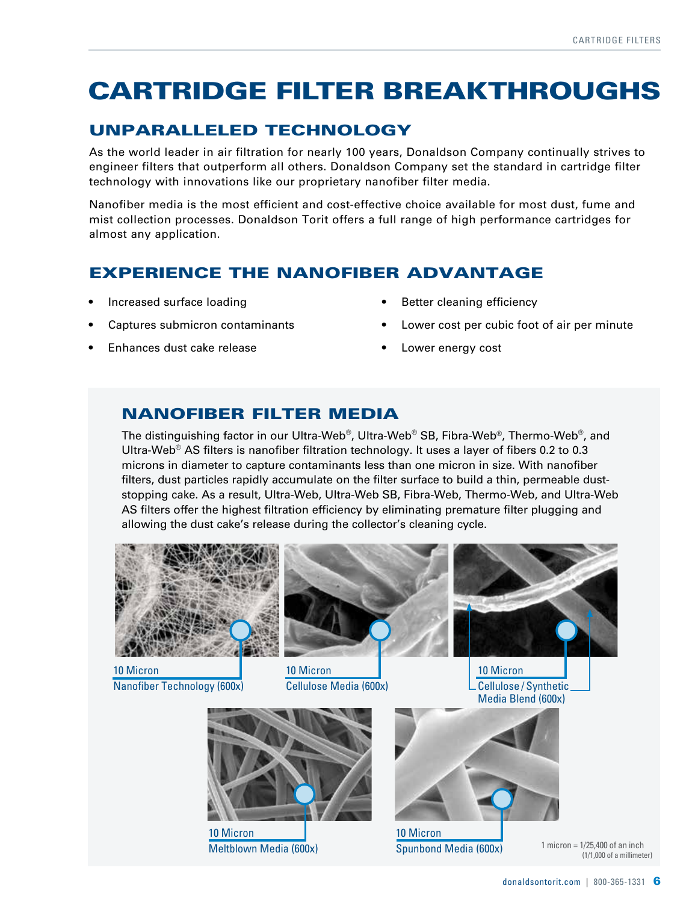# CARTRIDGE FILTER BREAKTHROUGHS

## UNPARALLELED TECHNOLOGY

As the world leader in air filtration for nearly 100 years, Donaldson Company continually strives to engineer filters that outperform all others. Donaldson Company set the standard in cartridge filter technology with innovations like our proprietary nanofiber filter media.

Nanofiber media is the most efficient and cost-effective choice available for most dust, fume and mist collection processes. Donaldson Torit offers a full range of high performance cartridges for almost any application.

## EXPERIENCE THE NANOFIBER ADVANTAGE

- Increased surface loading
- Captures submicron contaminants
- Enhances dust cake release
- Better cleaning efficiency
- Lower cost per cubic foot of air per minute
- Lower energy cost

## NANOFIBER FILTER MEDIA

The distinguishing factor in our Ultra-Web®, Ultra-Web® SB, Fibra-Web®, Thermo-Web®, and Ultra-Web® AS filters is nanofiber filtration technology. It uses a layer of fibers 0.2 to 0.3 microns in diameter to capture contaminants less than one micron in size. With nanofiber filters, dust particles rapidly accumulate on the filter surface to build a thin, permeable dust-stopping cake. As a result, Ultra-Web, Ultra-Web SB, Fibra-Web, Thermo-Web, and Ultra-Web AS filters offer the highest filtration efficiency by eliminating premature filter plugging and allowing the dust cake's release during the collector's cleaning cycle.

10 Micron
Nanofiber Technology (600x)

10 Micron
Cellulose Media (600x)

10 Micron
Cellulose / Synthetic Media Blend (600x)

10 Micron
Meltblown Media (600x)

10 Micron
Spunbond Media (600x)

1 micron = 1/25,400 of an inch (1/1,000 of a millimeter)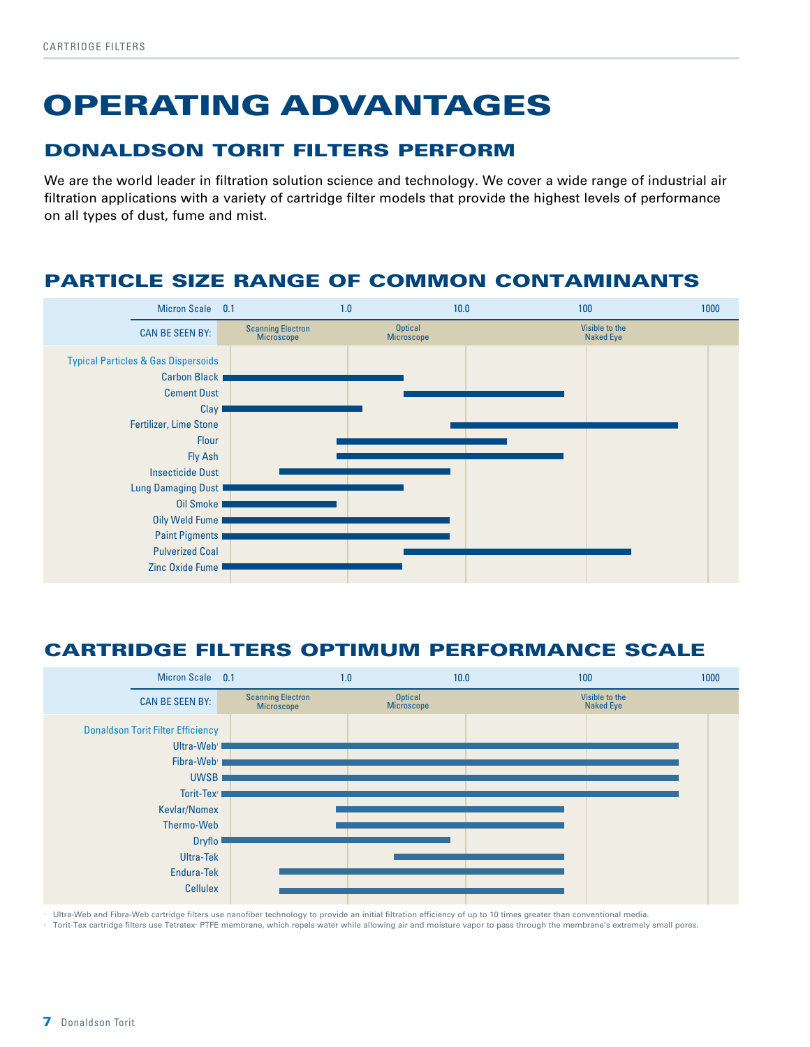# OPERATING ADVANTAGES

## DONALDSON TORIT FILTERS PERFORM

We are the world leader in filtration solution science and technology. We cover a wide range of industrial air filtration applications with a variety of cartridge filter models that provide the highest levels of performance on all types of dust, fume and mist.

## PARTICLE SIZE RANGE OF COMMON CONTAMINANTS

Micron Scale: 0.1 | 1.0 | 10.0 | 100 | 1000

CAN BE SEEN BY: Scanning Electron Microscope | Optical Microscope | Visible to the Naked Eye

Typical Particles & Gas Dispersoids

- Carbon Black
- Cement Dust
- Clay
- Fertilizer, Lime Stone
- Flour
- Fly Ash
- Insecticide Dust
- Lung Damaging Dust
- Oil Smoke
- Oily Weld Fume
- Paint Pigments
- Pulverized Coal
- Zinc Oxide Fume

## CARTRIDGE FILTERS OPTIMUM PERFORMANCE SCALE

Micron Scale: 0.1 | 1.0 | 10.0 | 100 | 1000

CAN BE SEEN BY: Scanning Electron Microscope | Optical Microscope | Visible to the Naked Eye

Donaldson Torit Filter Efficiency

- Ultra-Web[1]
- Fibra-Web[1]
- UWSB
- Torit-Tex[2]
- Kevlar/Nomex
- Thermo-Web
- Dryflo
- Ultra-Tek
- Endura-Tek
- Cellulex

[1] Ultra-Web and Fibra-Web cartridge filters use nanofiber technology to provide an initial filtration efficiency of up to 10 times greater than conventional media.

[2] Torit-Tex cartridge filters use Tetratex® PTFE membrane, which repels water while allowing air and moisture vapor to pass through the membrane's extremely small pores.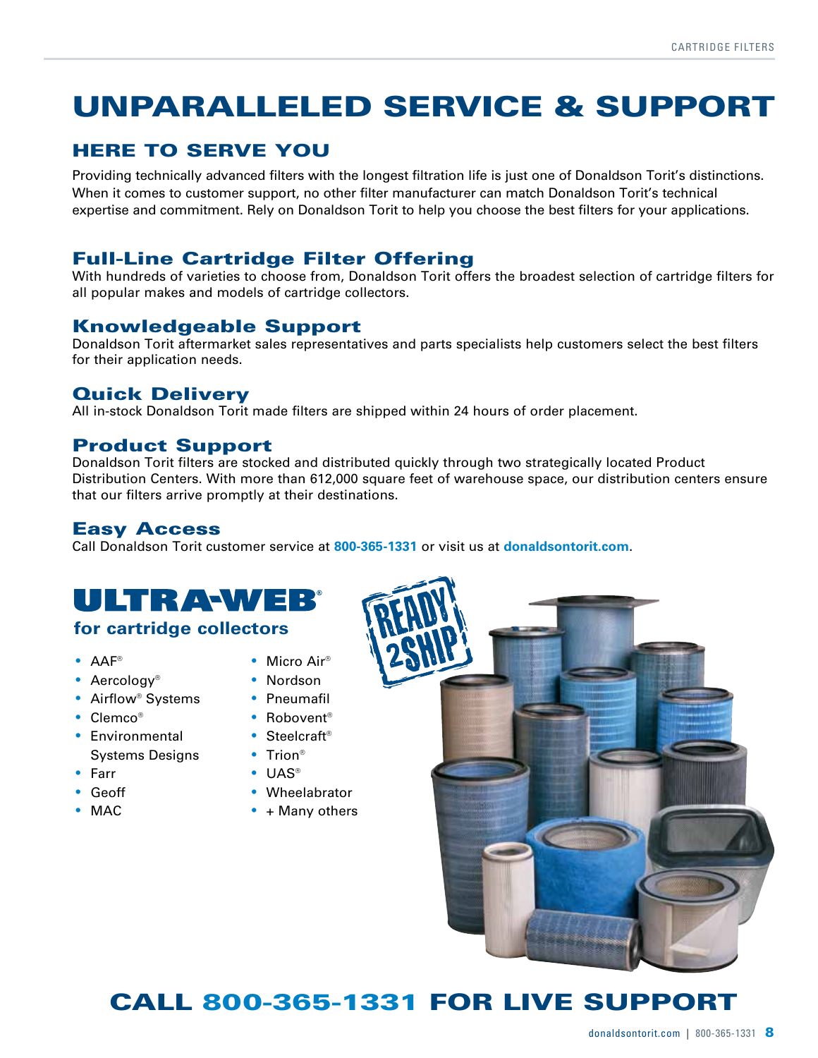# UNPARALLELED SERVICE & SUPPORT

## HERE TO SERVE YOU

Providing technically advanced filters with the longest filtration life is just one of Donaldson Torit's distinctions. When it comes to customer support, no other filter manufacturer can match Donaldson Torit's technical expertise and commitment. Rely on Donaldson Torit to help you choose the best filters for your applications.

### Full-Line Cartridge Filter Offering

With hundreds of varieties to choose from, Donaldson Torit offers the broadest selection of cartridge filters for all popular makes and models of cartridge collectors.

### Knowledgeable Support

Donaldson Torit aftermarket sales representatives and parts specialists help customers select the best filters for their application needs.

### Quick Delivery

All in-stock Donaldson Torit made filters are shipped within 24 hours of order placement.

### Product Support

Donaldson Torit filters are stocked and distributed quickly through two strategically located Product Distribution Centers. With more than 612,000 square feet of warehouse space, our distribution centers ensure that our filters arrive promptly at their destinations.

### Easy Access

Call Donaldson Torit customer service at **800-365-1331** or visit us at **donaldsontorit.com**.

## ULTRA-WEB®

### for cartridge collectors

- AAF®
- Aercology®
- Airflow® Systems
- Clemco®
- Environmental Systems Designs
- Farr
- Geoff
- MAC
- Micro Air®
- Nordson
- Pneumafil
- Robovent®
- Steelcraft®
- Trion®
- UAS®
- Wheelabrator
- + Many others

READY 2SHIP

## CALL 800-365-1331 FOR LIVE SUPPORT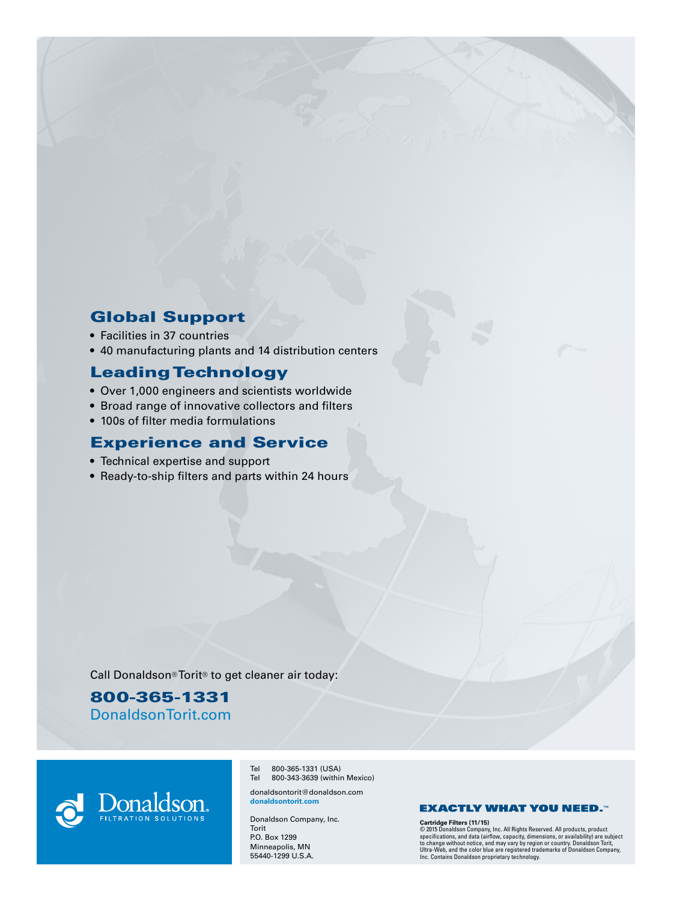## Global Support

- Facilities in 37 countries
- 40 manufacturing plants and 14 distribution centers

## Leading Technology

- Over 1,000 engineers and scientists worldwide
- Broad range of innovative collectors and filters
- 100s of filter media formulations

## Experience and Service

- Technical expertise and support
- Ready-to-ship filters and parts within 24 hours

Call Donaldson® Torit® to get cleaner air today:

**800-365-1331**
DonaldsonTorit.com

Donaldson. FILTRATION SOLUTIONS

Tel 800-365-1331 (USA)
Tel 800-343-3639 (within Mexico)

donaldsontorit@donaldson.com
**donaldsontorit.com**

Donaldson Company, Inc.
Torit
P.O. Box 1299
Minneapolis, MN
55440-1299 U.S.A.

**EXACTLY WHAT YOU NEED.™**

**Cartridge Filters (11/15)**
© 2015 Donaldson Company, Inc. All Rights Reserved. All products, product specifications, and data (airflow, capacity, dimensions, or availability) are subject to change without notice, and may vary by region or country. Donaldson Torit, Ultra-Web, and the color blue are registered trademarks of Donaldson Company, Inc. Contains Donaldson proprietary technology.